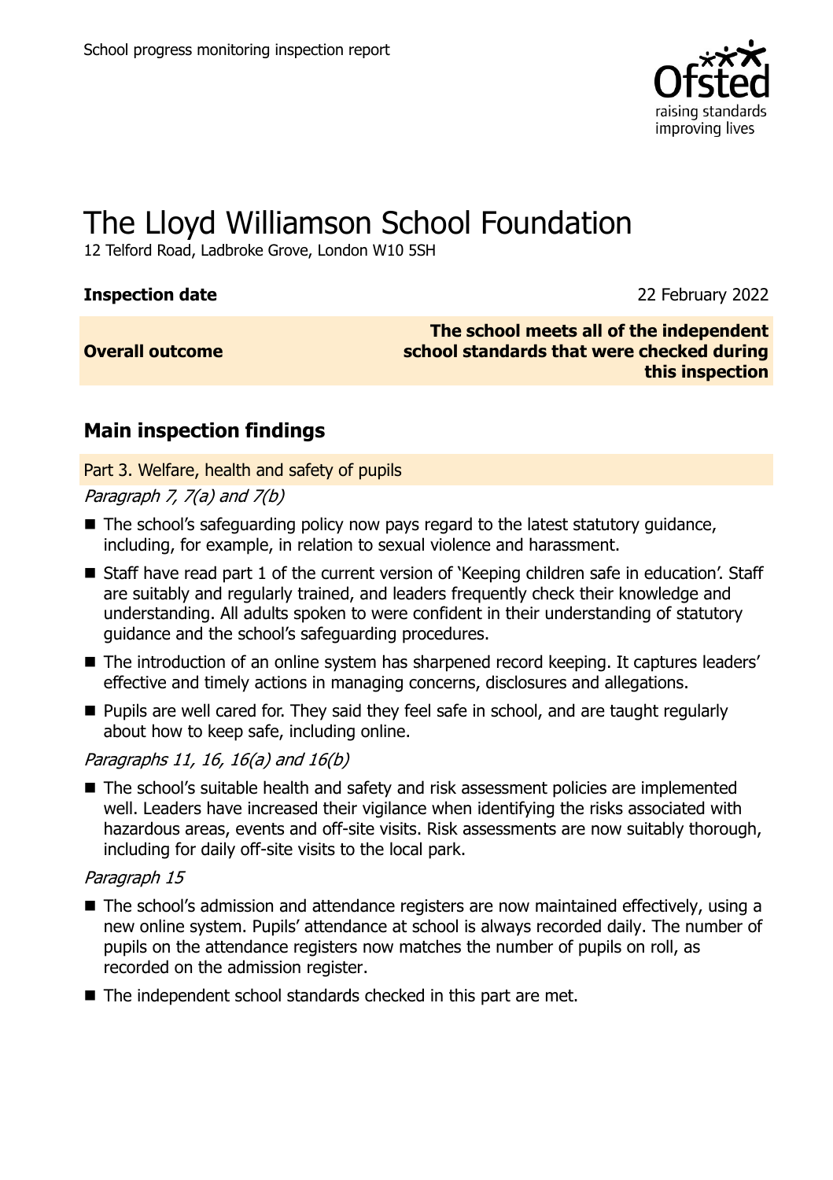School progress monitoring inspection report

# The Lloyd Williamson School Foundation

12 Telford Road, Ladbroke Grove, London W10 5SH

**Inspection date** 22 February 2022

| **Overall outcome** | **The school meets all of the independent school standards that were checked during this inspection** |
| --- | --- |

## Main inspection findings

### Part 3. Welfare, health and safety of pupils

*Paragraph 7, 7(a) and 7(b)*

- The school's safeguarding policy now pays regard to the latest statutory guidance, including, for example, in relation to sexual violence and harassment.
- Staff have read part 1 of the current version of 'Keeping children safe in education'. Staff are suitably and regularly trained, and leaders frequently check their knowledge and understanding. All adults spoken to were confident in their understanding of statutory guidance and the school's safeguarding procedures.
- The introduction of an online system has sharpened record keeping. It captures leaders' effective and timely actions in managing concerns, disclosures and allegations.
- Pupils are well cared for. They said they feel safe in school, and are taught regularly about how to keep safe, including online.

*Paragraphs 11, 16, 16(a) and 16(b)*

- The school's suitable health and safety and risk assessment policies are implemented well. Leaders have increased their vigilance when identifying the risks associated with hazardous areas, events and off-site visits. Risk assessments are now suitably thorough, including for daily off-site visits to the local park.

*Paragraph 15*

- The school's admission and attendance registers are now maintained effectively, using a new online system. Pupils' attendance at school is always recorded daily. The number of pupils on the attendance registers now matches the number of pupils on roll, as recorded on the admission register.
- The independent school standards checked in this part are met.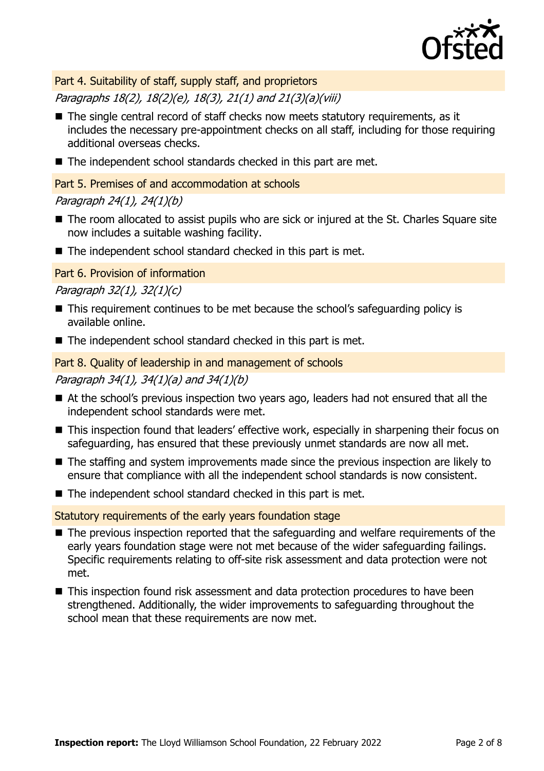## Part 4. Suitability of staff, supply staff, and proprietors

*Paragraphs 18(2), 18(2)(e), 18(3), 21(1) and 21(3)(a)(viii)*

- The single central record of staff checks now meets statutory requirements, as it includes the necessary pre-appointment checks on all staff, including for those requiring additional overseas checks.
- The independent school standards checked in this part are met.

## Part 5. Premises of and accommodation at schools

*Paragraph 24(1), 24(1)(b)*

- The room allocated to assist pupils who are sick or injured at the St. Charles Square site now includes a suitable washing facility.
- The independent school standard checked in this part is met.

## Part 6. Provision of information

*Paragraph 32(1), 32(1)(c)*

- This requirement continues to be met because the school's safeguarding policy is available online.
- The independent school standard checked in this part is met.

## Part 8. Quality of leadership in and management of schools

*Paragraph 34(1), 34(1)(a) and 34(1)(b)*

- At the school's previous inspection two years ago, leaders had not ensured that all the independent school standards were met.
- This inspection found that leaders' effective work, especially in sharpening their focus on safeguarding, has ensured that these previously unmet standards are now all met.
- The staffing and system improvements made since the previous inspection are likely to ensure that compliance with all the independent school standards is now consistent.
- The independent school standard checked in this part is met.

## Statutory requirements of the early years foundation stage

- The previous inspection reported that the safeguarding and welfare requirements of the early years foundation stage were not met because of the wider safeguarding failings. Specific requirements relating to off-site risk assessment and data protection were not met.
- This inspection found risk assessment and data protection procedures to have been strengthened. Additionally, the wider improvements to safeguarding throughout the school mean that these requirements are now met.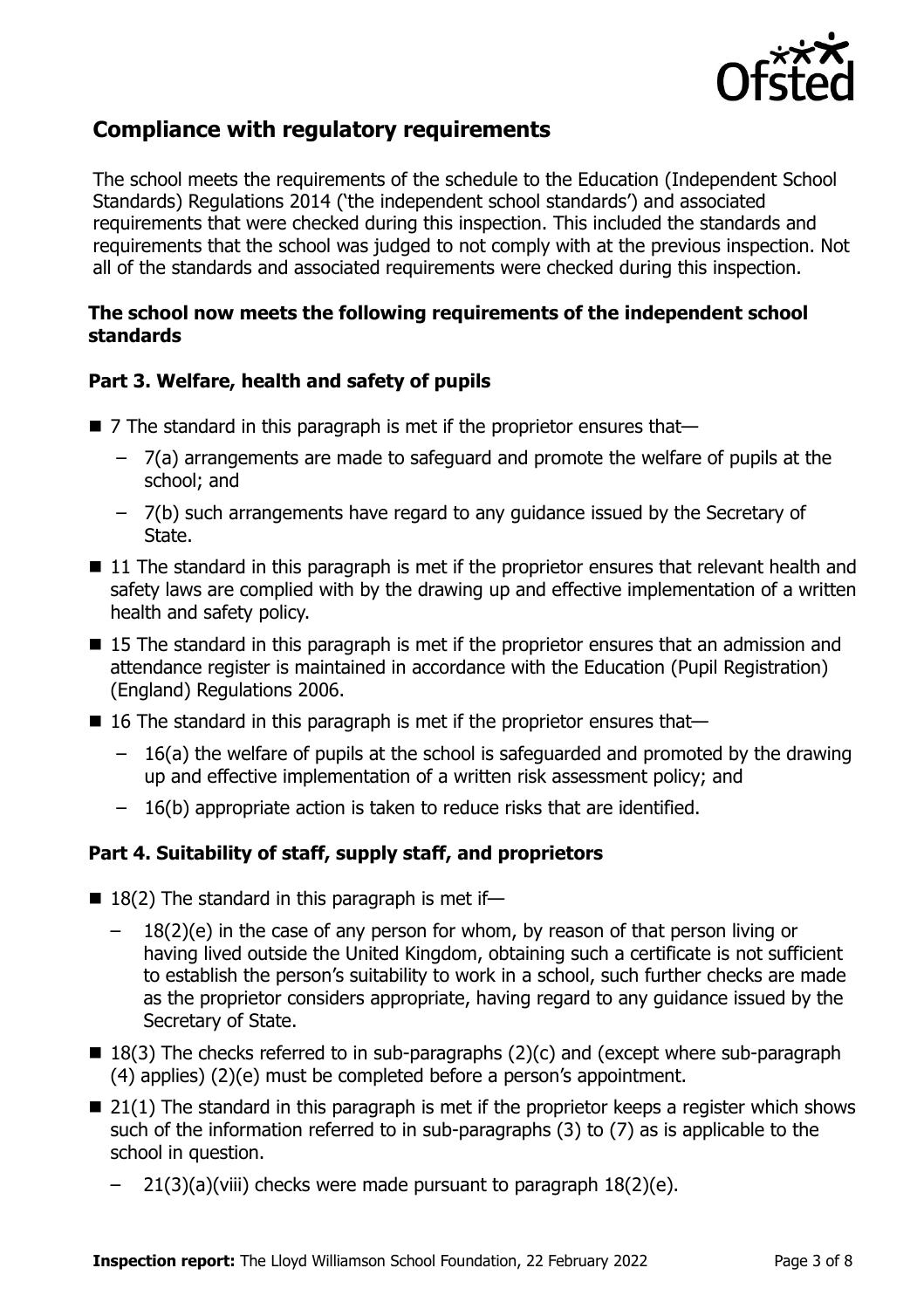## Compliance with regulatory requirements

The school meets the requirements of the schedule to the Education (Independent School Standards) Regulations 2014 ('the independent school standards') and associated requirements that were checked during this inspection. This included the standards and requirements that the school was judged to not comply with at the previous inspection. Not all of the standards and associated requirements were checked during this inspection.

### The school now meets the following requirements of the independent school standards

### Part 3. Welfare, health and safety of pupils

- 7 The standard in this paragraph is met if the proprietor ensures that—
  - 7(a) arrangements are made to safeguard and promote the welfare of pupils at the school; and
  - 7(b) such arrangements have regard to any guidance issued by the Secretary of State.
- 11 The standard in this paragraph is met if the proprietor ensures that relevant health and safety laws are complied with by the drawing up and effective implementation of a written health and safety policy.
- 15 The standard in this paragraph is met if the proprietor ensures that an admission and attendance register is maintained in accordance with the Education (Pupil Registration) (England) Regulations 2006.
- 16 The standard in this paragraph is met if the proprietor ensures that—
  - 16(a) the welfare of pupils at the school is safeguarded and promoted by the drawing up and effective implementation of a written risk assessment policy; and
  - 16(b) appropriate action is taken to reduce risks that are identified.

### Part 4. Suitability of staff, supply staff, and proprietors

- 18(2) The standard in this paragraph is met if—
  - 18(2)(e) in the case of any person for whom, by reason of that person living or having lived outside the United Kingdom, obtaining such a certificate is not sufficient to establish the person's suitability to work in a school, such further checks are made as the proprietor considers appropriate, having regard to any guidance issued by the Secretary of State.
- 18(3) The checks referred to in sub-paragraphs (2)(c) and (except where sub-paragraph (4) applies) (2)(e) must be completed before a person's appointment.
- 21(1) The standard in this paragraph is met if the proprietor keeps a register which shows such of the information referred to in sub-paragraphs (3) to (7) as is applicable to the school in question.
  - 21(3)(a)(viii) checks were made pursuant to paragraph 18(2)(e).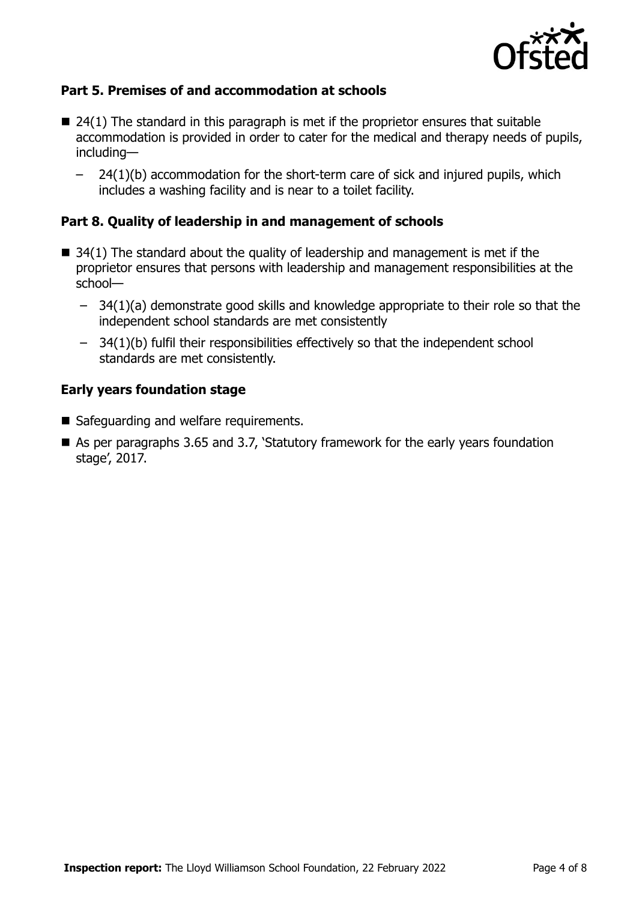### Part 5. Premises of and accommodation at schools

- 24(1) The standard in this paragraph is met if the proprietor ensures that suitable accommodation is provided in order to cater for the medical and therapy needs of pupils, including—
  - 24(1)(b) accommodation for the short-term care of sick and injured pupils, which includes a washing facility and is near to a toilet facility.

### Part 8. Quality of leadership in and management of schools

- 34(1) The standard about the quality of leadership and management is met if the proprietor ensures that persons with leadership and management responsibilities at the school—
  - 34(1)(a) demonstrate good skills and knowledge appropriate to their role so that the independent school standards are met consistently
  - 34(1)(b) fulfil their responsibilities effectively so that the independent school standards are met consistently.

### Early years foundation stage

- Safeguarding and welfare requirements.
- As per paragraphs 3.65 and 3.7, 'Statutory framework for the early years foundation stage', 2017.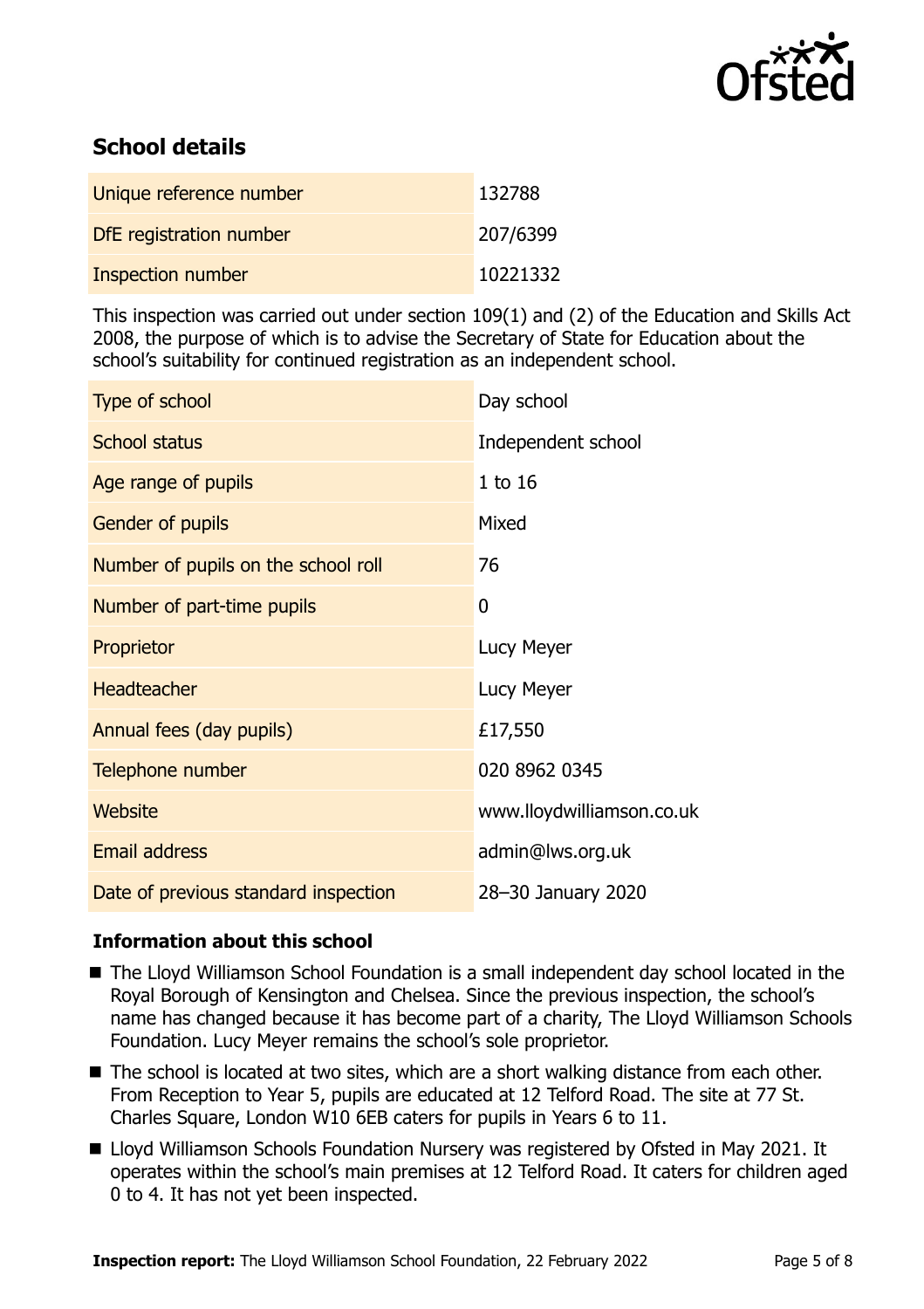## School details

| | |
|---|---|
| Unique reference number | 132788 |
| DfE registration number | 207/6399 |
| Inspection number | 10221332 |

This inspection was carried out under section 109(1) and (2) of the Education and Skills Act 2008, the purpose of which is to advise the Secretary of State for Education about the school's suitability for continued registration as an independent school.

| | |
|---|---|
| Type of school | Day school |
| School status | Independent school |
| Age range of pupils | 1 to 16 |
| Gender of pupils | Mixed |
| Number of pupils on the school roll | 76 |
| Number of part-time pupils | 0 |
| Proprietor | Lucy Meyer |
| Headteacher | Lucy Meyer |
| Annual fees (day pupils) | £17,550 |
| Telephone number | 020 8962 0345 |
| Website | www.lloydwilliamson.co.uk |
| Email address | admin@lws.org.uk |
| Date of previous standard inspection | 28–30 January 2020 |

### Information about this school

- The Lloyd Williamson School Foundation is a small independent day school located in the Royal Borough of Kensington and Chelsea. Since the previous inspection, the school's name has changed because it has become part of a charity, The Lloyd Williamson Schools Foundation. Lucy Meyer remains the school's sole proprietor.
- The school is located at two sites, which are a short walking distance from each other. From Reception to Year 5, pupils are educated at 12 Telford Road. The site at 77 St. Charles Square, London W10 6EB caters for pupils in Years 6 to 11.
- Lloyd Williamson Schools Foundation Nursery was registered by Ofsted in May 2021. It operates within the school's main premises at 12 Telford Road. It caters for children aged 0 to 4. It has not yet been inspected.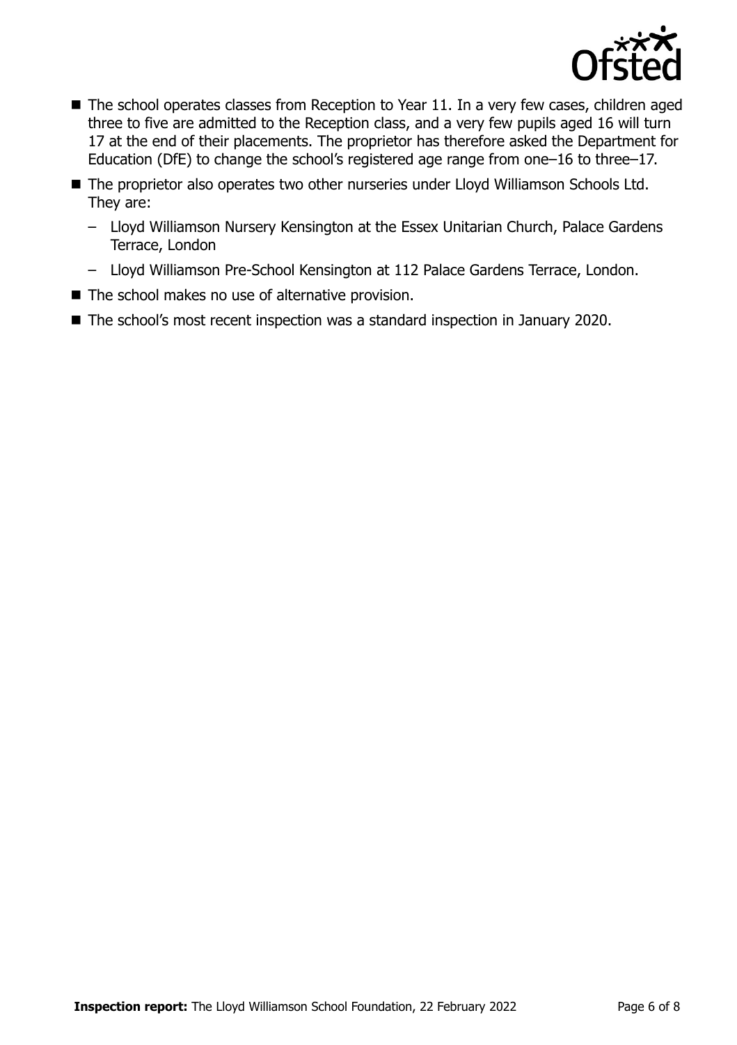- The school operates classes from Reception to Year 11. In a very few cases, children aged three to five are admitted to the Reception class, and a very few pupils aged 16 will turn 17 at the end of their placements. The proprietor has therefore asked the Department for Education (DfE) to change the school's registered age range from one–16 to three–17.
- The proprietor also operates two other nurseries under Lloyd Williamson Schools Ltd. They are:
  - Lloyd Williamson Nursery Kensington at the Essex Unitarian Church, Palace Gardens Terrace, London
  - Lloyd Williamson Pre-School Kensington at 112 Palace Gardens Terrace, London.
- The school makes no use of alternative provision.
- The school's most recent inspection was a standard inspection in January 2020.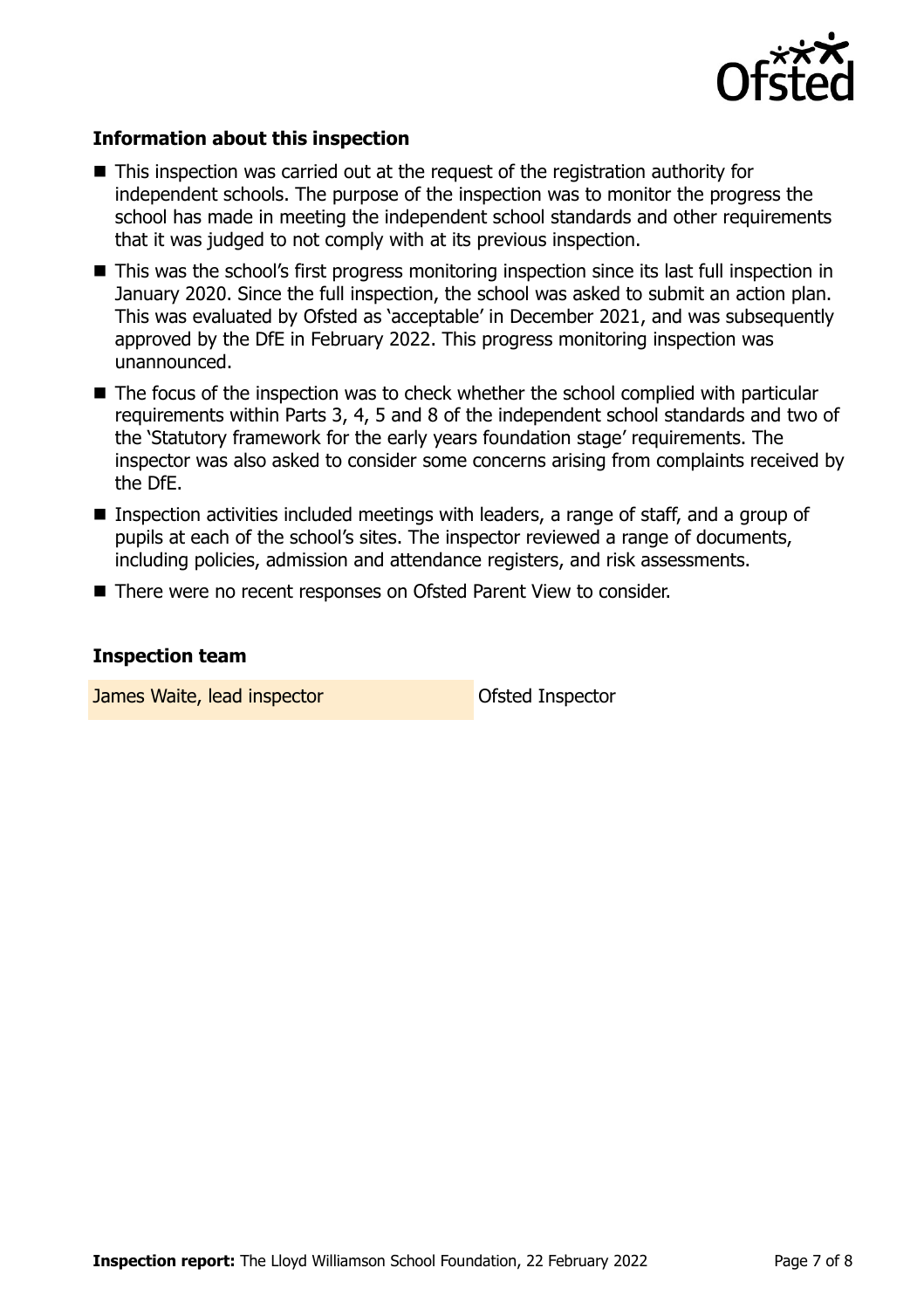### Information about this inspection

- This inspection was carried out at the request of the registration authority for independent schools. The purpose of the inspection was to monitor the progress the school has made in meeting the independent school standards and other requirements that it was judged to not comply with at its previous inspection.
- This was the school's first progress monitoring inspection since its last full inspection in January 2020. Since the full inspection, the school was asked to submit an action plan. This was evaluated by Ofsted as 'acceptable' in December 2021, and was subsequently approved by the DfE in February 2022. This progress monitoring inspection was unannounced.
- The focus of the inspection was to check whether the school complied with particular requirements within Parts 3, 4, 5 and 8 of the independent school standards and two of the 'Statutory framework for the early years foundation stage' requirements. The inspector was also asked to consider some concerns arising from complaints received by the DfE.
- Inspection activities included meetings with leaders, a range of staff, and a group of pupils at each of the school's sites. The inspector reviewed a range of documents, including policies, admission and attendance registers, and risk assessments.
- There were no recent responses on Ofsted Parent View to consider.

### Inspection team

| | |
|---|---|
| James Waite, lead inspector | Ofsted Inspector |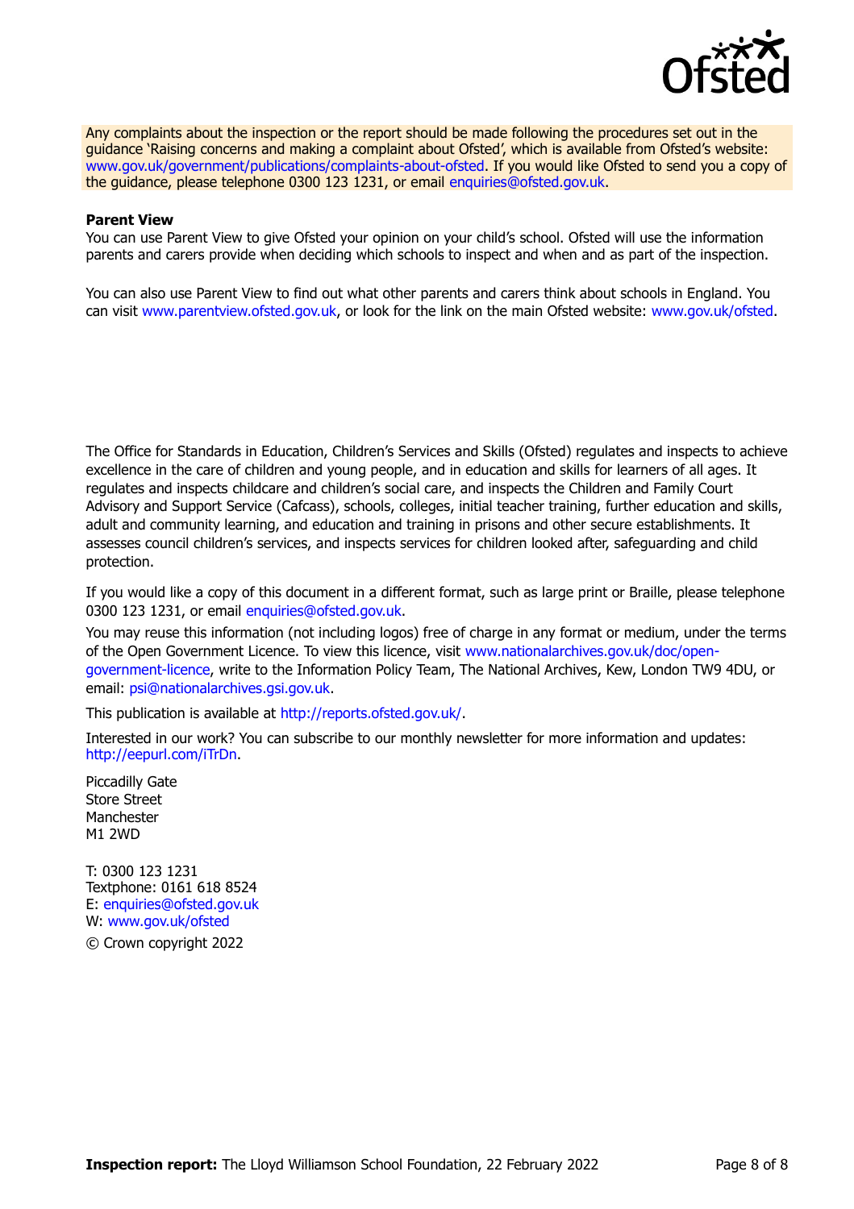Any complaints about the inspection or the report should be made following the procedures set out in the guidance 'Raising concerns and making a complaint about Ofsted', which is available from Ofsted's website: www.gov.uk/government/publications/complaints-about-ofsted. If you would like Ofsted to send you a copy of the guidance, please telephone 0300 123 1231, or email enquiries@ofsted.gov.uk.

**Parent View**

You can use Parent View to give Ofsted your opinion on your child's school. Ofsted will use the information parents and carers provide when deciding which schools to inspect and when and as part of the inspection.

You can also use Parent View to find out what other parents and carers think about schools in England. You can visit www.parentview.ofsted.gov.uk, or look for the link on the main Ofsted website: www.gov.uk/ofsted.

The Office for Standards in Education, Children's Services and Skills (Ofsted) regulates and inspects to achieve excellence in the care of children and young people, and in education and skills for learners of all ages. It regulates and inspects childcare and children's social care, and inspects the Children and Family Court Advisory and Support Service (Cafcass), schools, colleges, initial teacher training, further education and skills, adult and community learning, and education and training in prisons and other secure establishments. It assesses council children's services, and inspects services for children looked after, safeguarding and child protection.

If you would like a copy of this document in a different format, such as large print or Braille, please telephone 0300 123 1231, or email enquiries@ofsted.gov.uk.

You may reuse this information (not including logos) free of charge in any format or medium, under the terms of the Open Government Licence. To view this licence, visit www.nationalarchives.gov.uk/doc/open-government-licence, write to the Information Policy Team, The National Archives, Kew, London TW9 4DU, or email: psi@nationalarchives.gsi.gov.uk.

This publication is available at http://reports.ofsted.gov.uk/.

Interested in our work? You can subscribe to our monthly newsletter for more information and updates: http://eepurl.com/iTrDn.

Piccadilly Gate
Store Street
Manchester
M1 2WD

T: 0300 123 1231
Textphone: 0161 618 8524
E: enquiries@ofsted.gov.uk
W: www.gov.uk/ofsted

© Crown copyright 2022